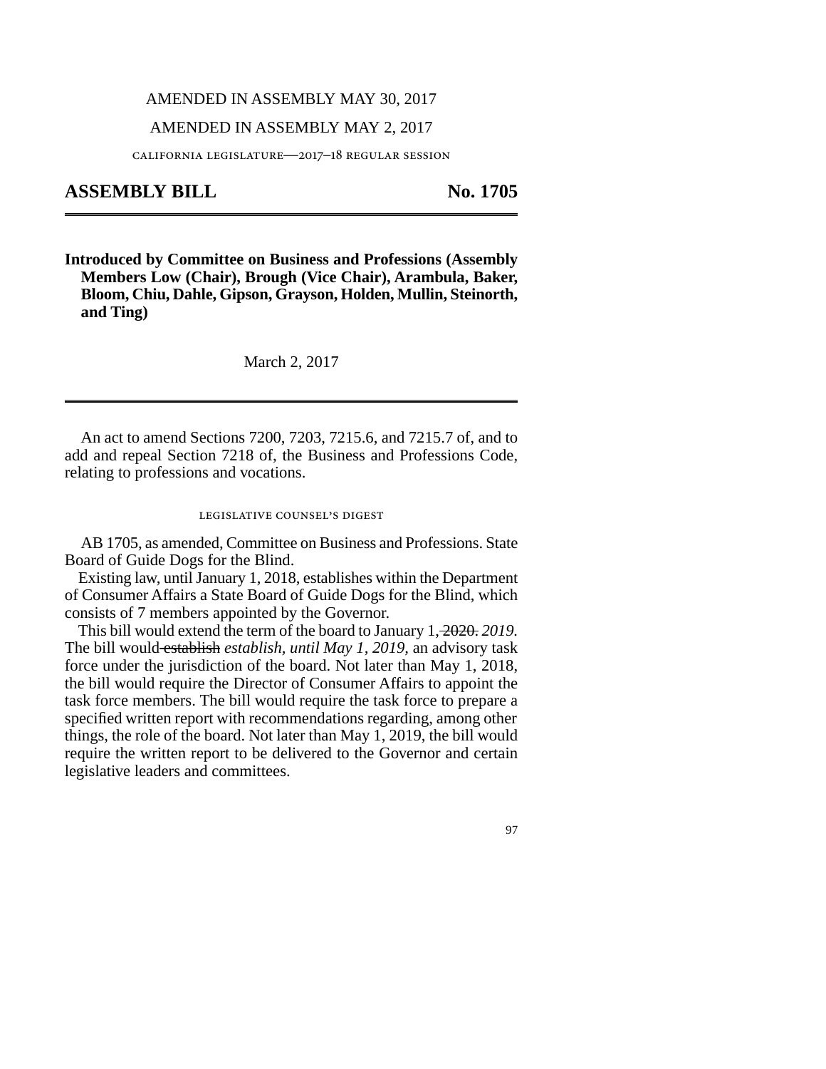AMENDED IN ASSEMBLY MAY 30, 2017

AMENDED IN ASSEMBLY MAY 2, 2017

CALIFORNIA LEGISLATURE—2017–18 REGULAR SESSION

# ASSEMBLY BILL No. 1705

**Introduced by Committee on Business and Professions (Assembly Members Low (Chair), Brough (Vice Chair), Arambula, Baker, Bloom, Chiu, Dahle, Gipson, Grayson, Holden, Mullin, Steinorth, and Ting)**

March 2, 2017

An act to amend Sections 7200, 7203, 7215.6, and 7215.7 of, and to add and repeal Section 7218 of, the Business and Professions Code, relating to professions and vocations.

LEGISLATIVE COUNSEL'S DIGEST

AB 1705, as amended, Committee on Business and Professions. State Board of Guide Dogs for the Blind.

Existing law, until January 1, 2018, establishes within the Department of Consumer Affairs a State Board of Guide Dogs for the Blind, which consists of 7 members appointed by the Governor.

This bill would extend the term of the board to January 1, ~~2020.~~ *2019.* The bill would ~~establish~~ *establish, until May 1, 2019,* an advisory task force under the jurisdiction of the board. Not later than May 1, 2018, the bill would require the Director of Consumer Affairs to appoint the task force members. The bill would require the task force to prepare a specified written report with recommendations regarding, among other things, the role of the board. Not later than May 1, 2019, the bill would require the written report to be delivered to the Governor and certain legislative leaders and committees.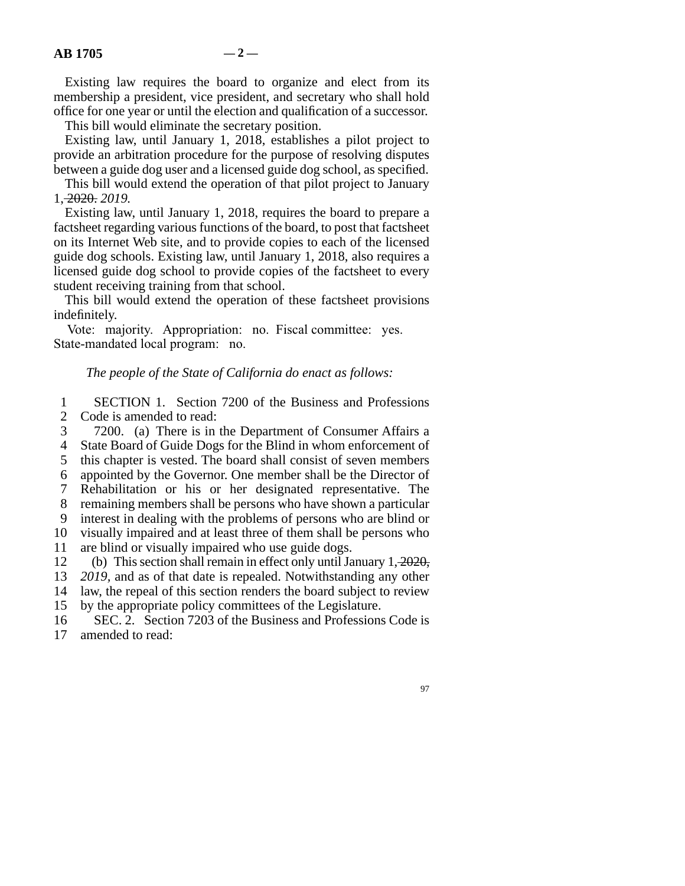Existing law requires the board to organize and elect from its membership a president, vice president, and secretary who shall hold office for one year or until the election and qualification of a successor.

This bill would eliminate the secretary position.

Existing law, until January 1, 2018, establishes a pilot project to provide an arbitration procedure for the purpose of resolving disputes between a guide dog user and a licensed guide dog school, as specified.

This bill would extend the operation of that pilot project to January 1, ~~2020.~~ *2019.*

Existing law, until January 1, 2018, requires the board to prepare a factsheet regarding various functions of the board, to post that factsheet on its Internet Web site, and to provide copies to each of the licensed guide dog schools. Existing law, until January 1, 2018, also requires a licensed guide dog school to provide copies of the factsheet to every student receiving training from that school.

This bill would extend the operation of these factsheet provisions indefinitely.

Vote: majority. Appropriation: no. Fiscal committee: yes. State-mandated local program: no.

*The people of the State of California do enact as follows:*

SECTION 1. Section 7200 of the Business and Professions Code is amended to read:

7200. (a) There is in the Department of Consumer Affairs a State Board of Guide Dogs for the Blind in whom enforcement of this chapter is vested. The board shall consist of seven members appointed by the Governor. One member shall be the Director of Rehabilitation or his or her designated representative. The remaining members shall be persons who have shown a particular interest in dealing with the problems of persons who are blind or visually impaired and at least three of them shall be persons who are blind or visually impaired who use guide dogs.

(b) This section shall remain in effect only until January 1, ~~2020,~~ *2019*, and as of that date is repealed. Notwithstanding any other law, the repeal of this section renders the board subject to review by the appropriate policy committees of the Legislature.

SEC. 2. Section 7203 of the Business and Professions Code is amended to read: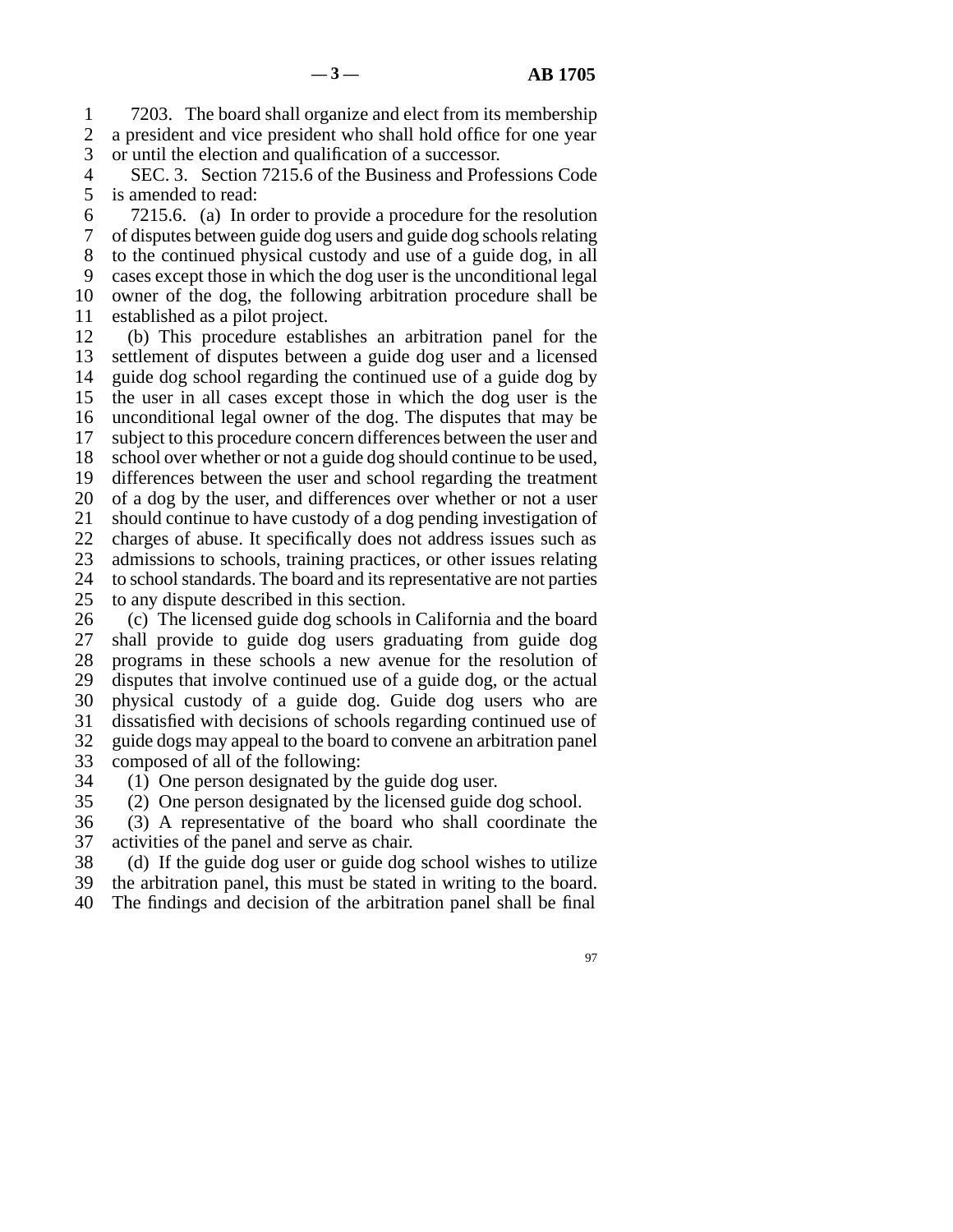7203. The board shall organize and elect from its membership a president and vice president who shall hold office for one year or until the election and qualification of a successor.

SEC. 3. Section 7215.6 of the Business and Professions Code is amended to read:

7215.6. (a) In order to provide a procedure for the resolution of disputes between guide dog users and guide dog schools relating to the continued physical custody and use of a guide dog, in all cases except those in which the dog user is the unconditional legal owner of the dog, the following arbitration procedure shall be established as a pilot project.

(b) This procedure establishes an arbitration panel for the settlement of disputes between a guide dog user and a licensed guide dog school regarding the continued use of a guide dog by the user in all cases except those in which the dog user is the unconditional legal owner of the dog. The disputes that may be subject to this procedure concern differences between the user and school over whether or not a guide dog should continue to be used, differences between the user and school regarding the treatment of a dog by the user, and differences over whether or not a user should continue to have custody of a dog pending investigation of charges of abuse. It specifically does not address issues such as admissions to schools, training practices, or other issues relating to school standards. The board and its representative are not parties to any dispute described in this section.

(c) The licensed guide dog schools in California and the board shall provide to guide dog users graduating from guide dog programs in these schools a new avenue for the resolution of disputes that involve continued use of a guide dog, or the actual physical custody of a guide dog. Guide dog users who are dissatisfied with decisions of schools regarding continued use of guide dogs may appeal to the board to convene an arbitration panel composed of all of the following:

(1) One person designated by the guide dog user.

(2) One person designated by the licensed guide dog school.

(3) A representative of the board who shall coordinate the activities of the panel and serve as chair.

(d) If the guide dog user or guide dog school wishes to utilize the arbitration panel, this must be stated in writing to the board. The findings and decision of the arbitration panel shall be final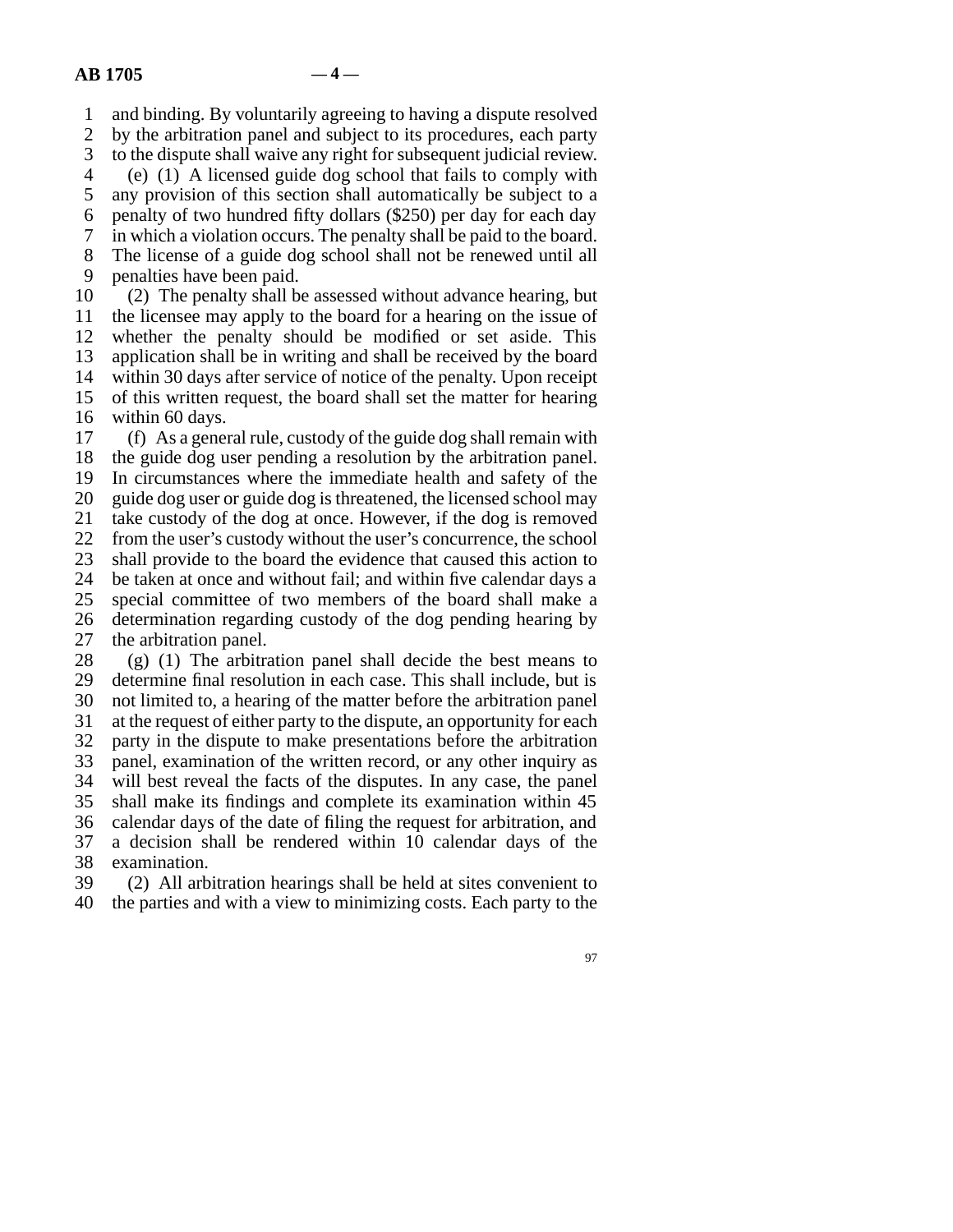and binding. By voluntarily agreeing to having a dispute resolved by the arbitration panel and subject to its procedures, each party to the dispute shall waive any right for subsequent judicial review.

(e) (1) A licensed guide dog school that fails to comply with any provision of this section shall automatically be subject to a penalty of two hundred fifty dollars ($250) per day for each day in which a violation occurs. The penalty shall be paid to the board. The license of a guide dog school shall not be renewed until all penalties have been paid.

(2) The penalty shall be assessed without advance hearing, but the licensee may apply to the board for a hearing on the issue of whether the penalty should be modified or set aside. This application shall be in writing and shall be received by the board within 30 days after service of notice of the penalty. Upon receipt of this written request, the board shall set the matter for hearing within 60 days.

(f) As a general rule, custody of the guide dog shall remain with the guide dog user pending a resolution by the arbitration panel. In circumstances where the immediate health and safety of the guide dog user or guide dog is threatened, the licensed school may take custody of the dog at once. However, if the dog is removed from the user's custody without the user's concurrence, the school shall provide to the board the evidence that caused this action to be taken at once and without fail; and within five calendar days a special committee of two members of the board shall make a determination regarding custody of the dog pending hearing by the arbitration panel.

(g) (1) The arbitration panel shall decide the best means to determine final resolution in each case. This shall include, but is not limited to, a hearing of the matter before the arbitration panel at the request of either party to the dispute, an opportunity for each party in the dispute to make presentations before the arbitration panel, examination of the written record, or any other inquiry as will best reveal the facts of the disputes. In any case, the panel shall make its findings and complete its examination within 45 calendar days of the date of filing the request for arbitration, and a decision shall be rendered within 10 calendar days of the examination.

(2) All arbitration hearings shall be held at sites convenient to the parties and with a view to minimizing costs. Each party to the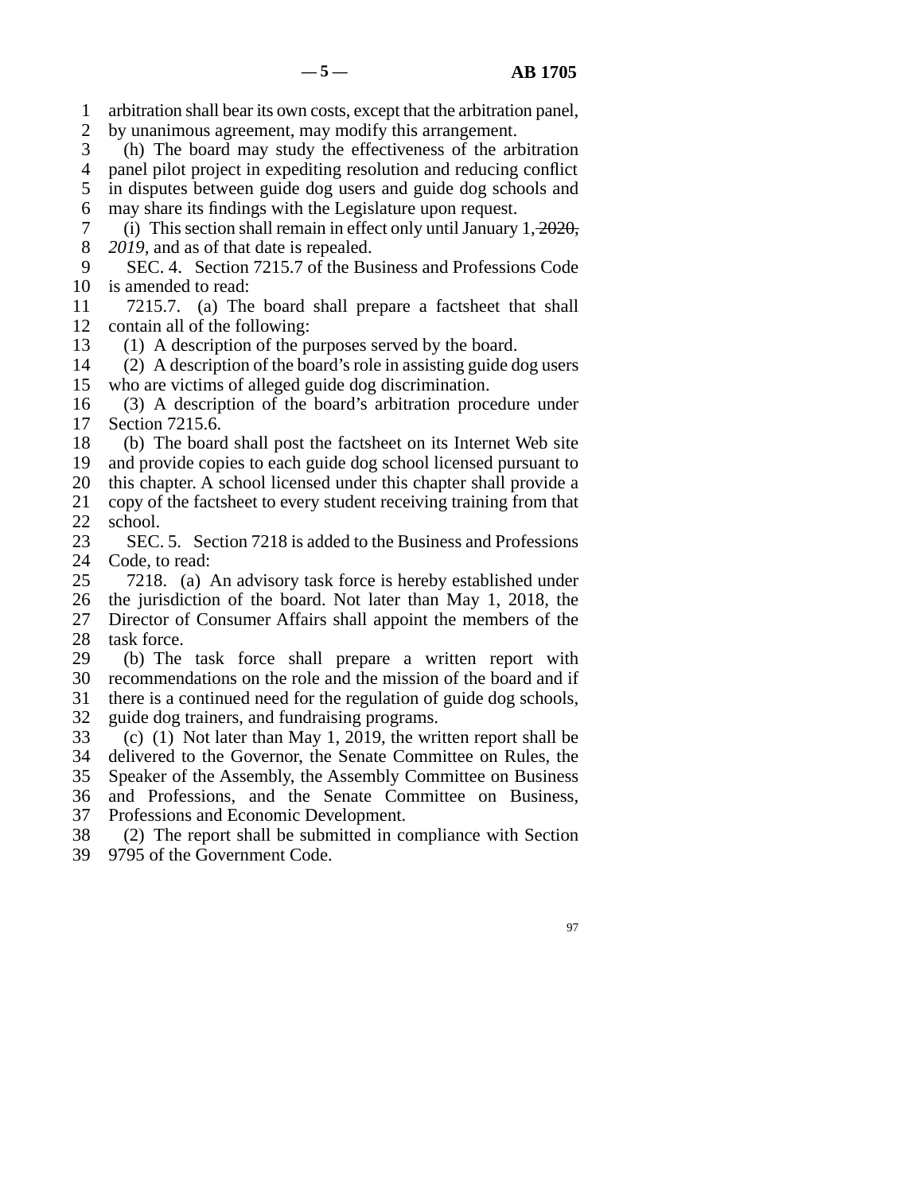arbitration shall bear its own costs, except that the arbitration panel, by unanimous agreement, may modify this arrangement.

(h) The board may study the effectiveness of the arbitration panel pilot project in expediting resolution and reducing conflict in disputes between guide dog users and guide dog schools and may share its findings with the Legislature upon request.

(i) This section shall remain in effect only until January 1, ~~2020,~~ *2019*, and as of that date is repealed.

SEC. 4. Section 7215.7 of the Business and Professions Code is amended to read:

7215.7. (a) The board shall prepare a factsheet that shall contain all of the following:

(1) A description of the purposes served by the board.

(2) A description of the board's role in assisting guide dog users who are victims of alleged guide dog discrimination.

(3) A description of the board's arbitration procedure under Section 7215.6.

(b) The board shall post the factsheet on its Internet Web site and provide copies to each guide dog school licensed pursuant to this chapter. A school licensed under this chapter shall provide a copy of the factsheet to every student receiving training from that school.

SEC. 5. Section 7218 is added to the Business and Professions Code, to read:

7218. (a) An advisory task force is hereby established under the jurisdiction of the board. Not later than May 1, 2018, the Director of Consumer Affairs shall appoint the members of the task force.

(b) The task force shall prepare a written report with recommendations on the role and the mission of the board and if there is a continued need for the regulation of guide dog schools, guide dog trainers, and fundraising programs.

(c) (1) Not later than May 1, 2019, the written report shall be delivered to the Governor, the Senate Committee on Rules, the Speaker of the Assembly, the Assembly Committee on Business and Professions, and the Senate Committee on Business, Professions and Economic Development.

(2) The report shall be submitted in compliance with Section 9795 of the Government Code.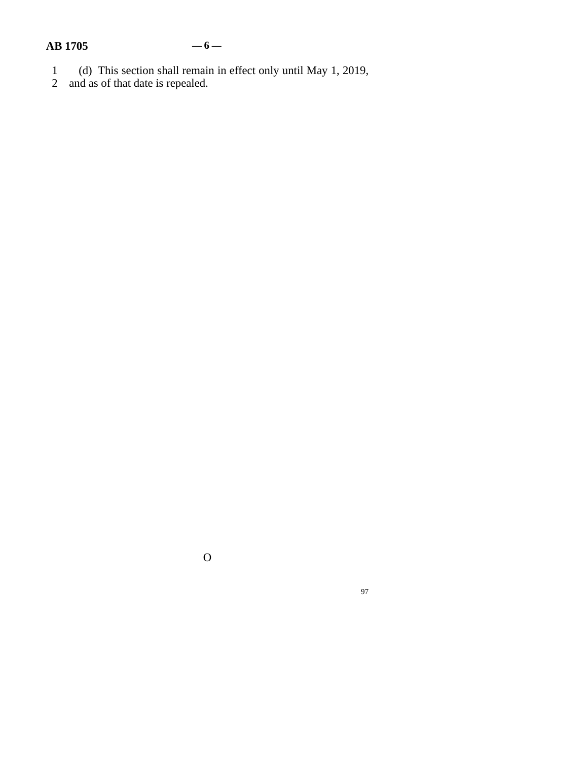(d) This section shall remain in effect only until May 1, 2019, and as of that date is repealed.

O